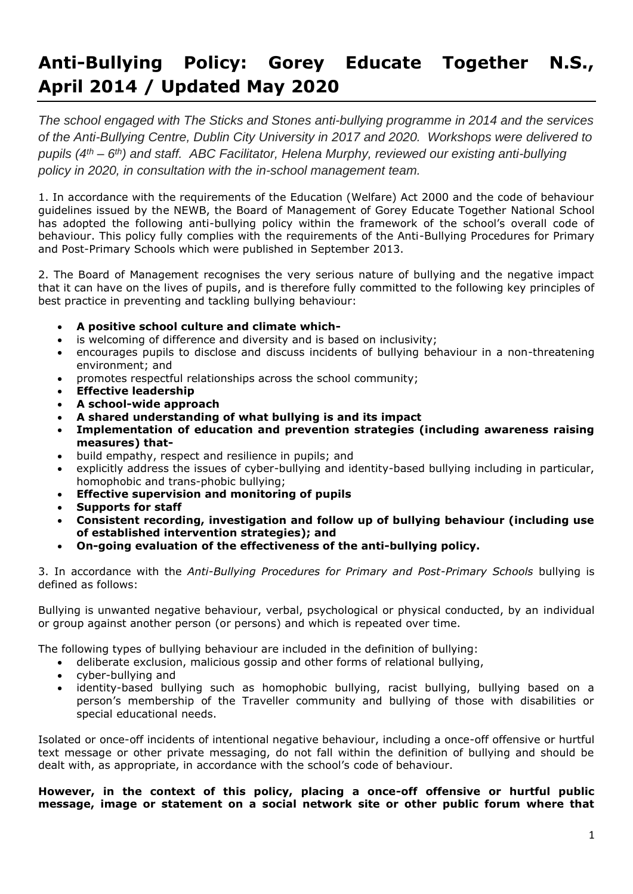# Anti-Bullying Policy: Gorey Educate Together N.S., April 2014 / Updated May 2020

*The school engaged with The Sticks and Stones anti-bullying programme in 2014 and the services of the Anti-Bullying Centre, Dublin City University in 2017 and 2020. Workshops were delivered to pupils (4th – 6th) and staff. ABC Facilitator, Helena Murphy, reviewed our existing anti-bullying policy in 2020, in consultation with the in-school management team.*

1. In accordance with the requirements of the Education (Welfare) Act 2000 and the code of behaviour guidelines issued by the NEWB, the Board of Management of Gorey Educate Together National School has adopted the following anti-bullying policy within the framework of the school's overall code of behaviour. This policy fully complies with the requirements of the Anti-Bullying Procedures for Primary and Post-Primary Schools which were published in September 2013.

2. The Board of Management recognises the very serious nature of bullying and the negative impact that it can have on the lives of pupils, and is therefore fully committed to the following key principles of best practice in preventing and tackling bullying behaviour:

- **A positive school culture and climate which-**
- is welcoming of difference and diversity and is based on inclusivity;
- encourages pupils to disclose and discuss incidents of bullying behaviour in a non-threatening environment; and
- promotes respectful relationships across the school community;
- **Effective leadership**
- **A school-wide approach**
- **A shared understanding of what bullying is and its impact**
- **Implementation of education and prevention strategies (including awareness raising measures) that-**
- build empathy, respect and resilience in pupils; and
- explicitly address the issues of cyber-bullying and identity-based bullying including in particular, homophobic and trans-phobic bullying;
- **Effective supervision and monitoring of pupils**
- **Supports for staff**
- **Consistent recording, investigation and follow up of bullying behaviour (including use of established intervention strategies); and**
- **On-going evaluation of the effectiveness of the anti-bullying policy.**

3. In accordance with the *Anti-Bullying Procedures for Primary and Post-Primary Schools* bullying is defined as follows:

Bullying is unwanted negative behaviour, verbal, psychological or physical conducted, by an individual or group against another person (or persons) and which is repeated over time.

The following types of bullying behaviour are included in the definition of bullying:

- deliberate exclusion, malicious gossip and other forms of relational bullying,
- cyber-bullying and
- identity-based bullying such as homophobic bullying, racist bullying, bullying based on a person's membership of the Traveller community and bullying of those with disabilities or special educational needs.

Isolated or once-off incidents of intentional negative behaviour, including a once-off offensive or hurtful text message or other private messaging, do not fall within the definition of bullying and should be dealt with, as appropriate, in accordance with the school's code of behaviour.

**However, in the context of this policy, placing a once-off offensive or hurtful public message, image or statement on a social network site or other public forum where that**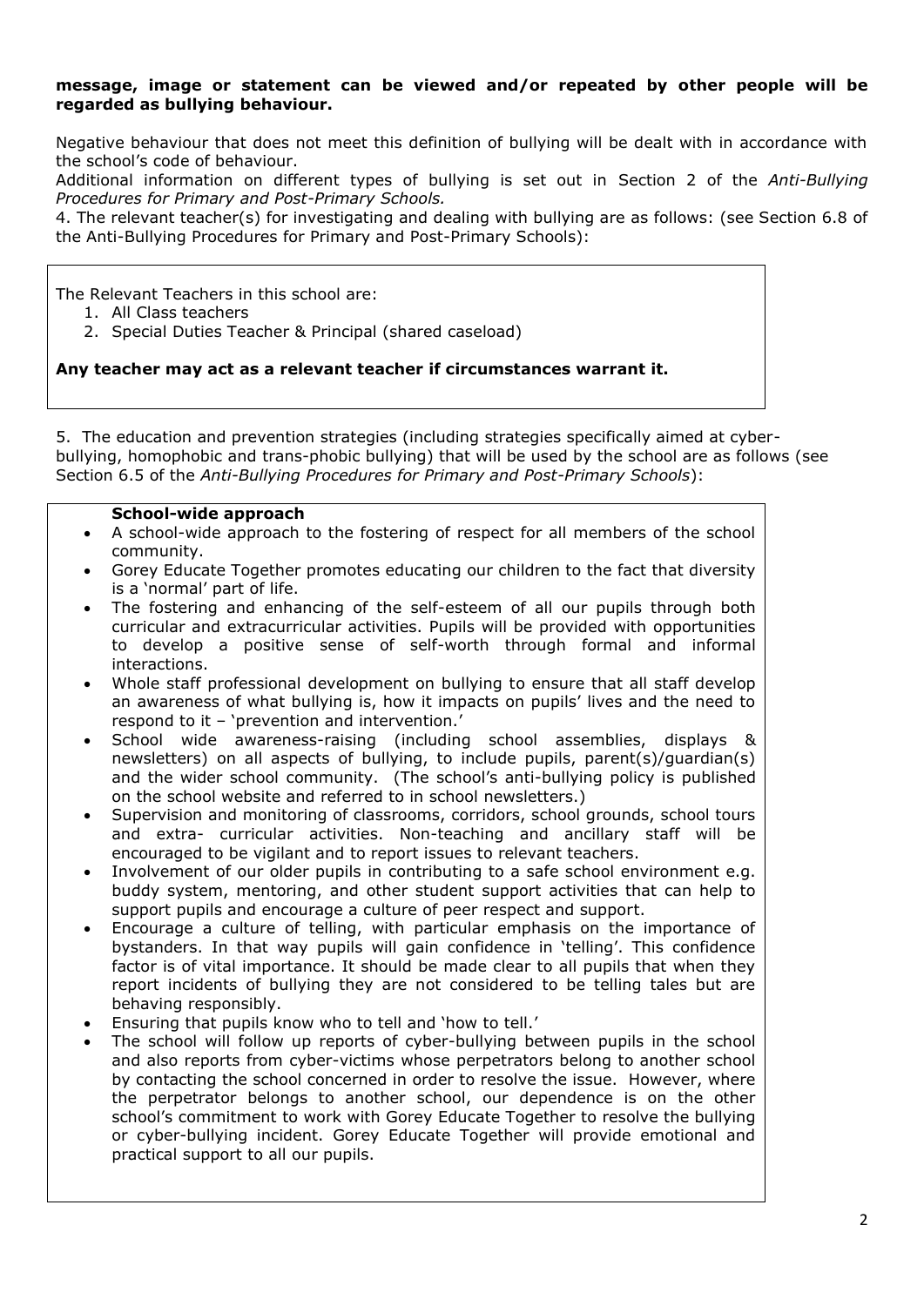**message, image or statement can be viewed and/or repeated by other people will be regarded as bullying behaviour.**

Negative behaviour that does not meet this definition of bullying will be dealt with in accordance with the school's code of behaviour.

Additional information on different types of bullying is set out in Section 2 of the *Anti-Bullying Procedures for Primary and Post-Primary Schools.*

4. The relevant teacher(s) for investigating and dealing with bullying are as follows: (see Section 6.8 of the Anti-Bullying Procedures for Primary and Post-Primary Schools):

The Relevant Teachers in this school are:

1. All Class teachers
2. Special Duties Teacher & Principal (shared caseload)

**Any teacher may act as a relevant teacher if circumstances warrant it.**

5. The education and prevention strategies (including strategies specifically aimed at cyber-bullying, homophobic and trans-phobic bullying) that will be used by the school are as follows (see Section 6.5 of the *Anti-Bullying Procedures for Primary and Post-Primary Schools*):

**School-wide approach**

- A school-wide approach to the fostering of respect for all members of the school community.
- Gorey Educate Together promotes educating our children to the fact that diversity is a 'normal' part of life.
- The fostering and enhancing of the self-esteem of all our pupils through both curricular and extracurricular activities. Pupils will be provided with opportunities to develop a positive sense of self-worth through formal and informal interactions.
- Whole staff professional development on bullying to ensure that all staff develop an awareness of what bullying is, how it impacts on pupils' lives and the need to respond to it – 'prevention and intervention.'
- School wide awareness-raising (including school assemblies, displays & newsletters) on all aspects of bullying, to include pupils, parent(s)/guardian(s) and the wider school community. (The school's anti-bullying policy is published on the school website and referred to in school newsletters.)
- Supervision and monitoring of classrooms, corridors, school grounds, school tours and extra- curricular activities. Non-teaching and ancillary staff will be encouraged to be vigilant and to report issues to relevant teachers.
- Involvement of our older pupils in contributing to a safe school environment e.g. buddy system, mentoring, and other student support activities that can help to support pupils and encourage a culture of peer respect and support.
- Encourage a culture of telling, with particular emphasis on the importance of bystanders. In that way pupils will gain confidence in 'telling'. This confidence factor is of vital importance. It should be made clear to all pupils that when they report incidents of bullying they are not considered to be telling tales but are behaving responsibly.
- Ensuring that pupils know who to tell and 'how to tell.'
- The school will follow up reports of cyber-bullying between pupils in the school and also reports from cyber-victims whose perpetrators belong to another school by contacting the school concerned in order to resolve the issue. However, where the perpetrator belongs to another school, our dependence is on the other school's commitment to work with Gorey Educate Together to resolve the bullying or cyber-bullying incident. Gorey Educate Together will provide emotional and practical support to all our pupils.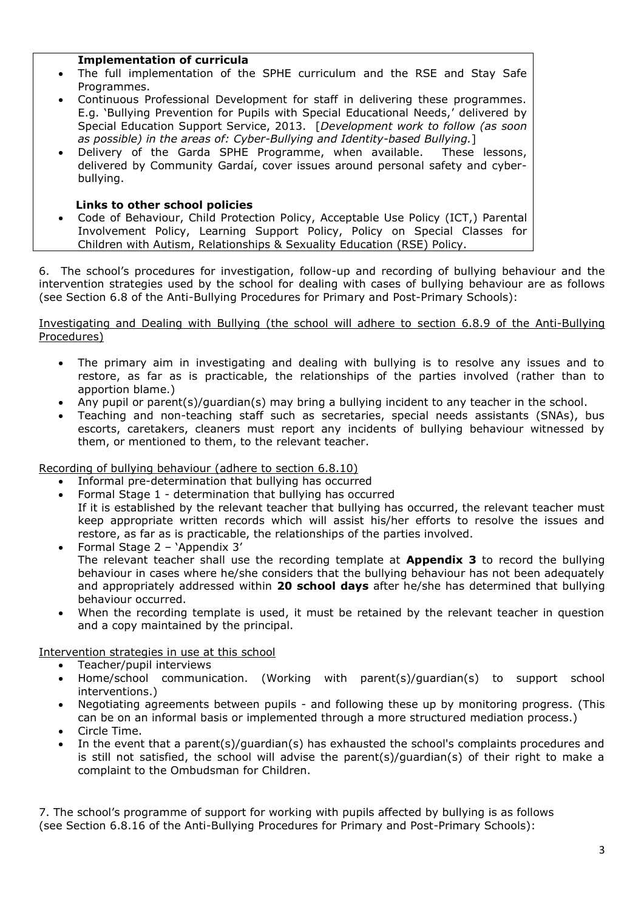**Implementation of curricula**

- The full implementation of the SPHE curriculum and the RSE and Stay Safe Programmes.
- Continuous Professional Development for staff in delivering these programmes. E.g. 'Bullying Prevention for Pupils with Special Educational Needs,' delivered by Special Education Support Service, 2013. [*Development work to follow (as soon as possible) in the areas of: Cyber-Bullying and Identity-based Bullying.*]
- Delivery of the Garda SPHE Programme, when available. These lessons, delivered by Community Gardaí, cover issues around personal safety and cyber-bullying.

**Links to other school policies**

- Code of Behaviour, Child Protection Policy, Acceptable Use Policy (ICT,) Parental Involvement Policy, Learning Support Policy, Policy on Special Classes for Children with Autism, Relationships & Sexuality Education (RSE) Policy.

6. The school's procedures for investigation, follow-up and recording of bullying behaviour and the intervention strategies used by the school for dealing with cases of bullying behaviour are as follows (see Section 6.8 of the Anti-Bullying Procedures for Primary and Post-Primary Schools):

<u>Investigating and Dealing with Bullying (the school will adhere to section 6.8.9 of the Anti-Bullying Procedures)</u>

- The primary aim in investigating and dealing with bullying is to resolve any issues and to restore, as far as is practicable, the relationships of the parties involved (rather than to apportion blame.)
- Any pupil or parent(s)/guardian(s) may bring a bullying incident to any teacher in the school.
- Teaching and non-teaching staff such as secretaries, special needs assistants (SNAs), bus escorts, caretakers, cleaners must report any incidents of bullying behaviour witnessed by them, or mentioned to them, to the relevant teacher.

<u>Recording of bullying behaviour (adhere to section 6.8.10)</u>

- Informal pre-determination that bullying has occurred
- Formal Stage 1 - determination that bullying has occurred
  If it is established by the relevant teacher that bullying has occurred, the relevant teacher must keep appropriate written records which will assist his/her efforts to resolve the issues and restore, as far as is practicable, the relationships of the parties involved.
- Formal Stage 2 – 'Appendix 3'
  The relevant teacher shall use the recording template at **Appendix 3** to record the bullying behaviour in cases where he/she considers that the bullying behaviour has not been adequately and appropriately addressed within **20 school days** after he/she has determined that bullying behaviour occurred.
- When the recording template is used, it must be retained by the relevant teacher in question and a copy maintained by the principal.

<u>Intervention strategies in use at this school</u>

- Teacher/pupil interviews
- Home/school communication. (Working with parent(s)/guardian(s) to support school interventions.)
- Negotiating agreements between pupils - and following these up by monitoring progress. (This can be on an informal basis or implemented through a more structured mediation process.)
- Circle Time.
- In the event that a parent(s)/guardian(s) has exhausted the school's complaints procedures and is still not satisfied, the school will advise the parent(s)/guardian(s) of their right to make a complaint to the Ombudsman for Children.

7. The school's programme of support for working with pupils affected by bullying is as follows (see Section 6.8.16 of the Anti-Bullying Procedures for Primary and Post-Primary Schools):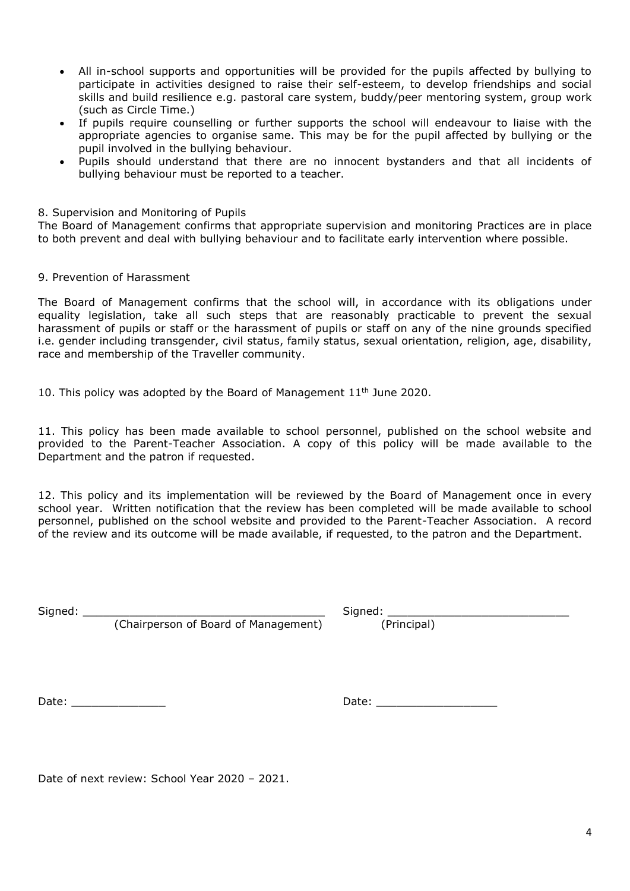- All in-school supports and opportunities will be provided for the pupils affected by bullying to participate in activities designed to raise their self-esteem, to develop friendships and social skills and build resilience e.g. pastoral care system, buddy/peer mentoring system, group work (such as Circle Time.)
- If pupils require counselling or further supports the school will endeavour to liaise with the appropriate agencies to organise same. This may be for the pupil affected by bullying or the pupil involved in the bullying behaviour.
- Pupils should understand that there are no innocent bystanders and that all incidents of bullying behaviour must be reported to a teacher.

8. Supervision and Monitoring of Pupils

The Board of Management confirms that appropriate supervision and monitoring Practices are in place to both prevent and deal with bullying behaviour and to facilitate early intervention where possible.

9. Prevention of Harassment

The Board of Management confirms that the school will, in accordance with its obligations under equality legislation, take all such steps that are reasonably practicable to prevent the sexual harassment of pupils or staff or the harassment of pupils or staff on any of the nine grounds specified i.e. gender including transgender, civil status, family status, sexual orientation, religion, age, disability, race and membership of the Traveller community.

10. This policy was adopted by the Board of Management 11th June 2020.

11. This policy has been made available to school personnel, published on the school website and provided to the Parent-Teacher Association. A copy of this policy will be made available to the Department and the patron if requested.

12. This policy and its implementation will be reviewed by the Board of Management once in every school year. Written notification that the review has been completed will be made available to school personnel, published on the school website and provided to the Parent-Teacher Association. A record of the review and its outcome will be made available, if requested, to the patron and the Department.

Signed: ____________________________________ (Chairperson of Board of Management)

Signed: ___________________________ (Principal)

Date: ______________

Date: __________________

Date of next review: School Year 2020 – 2021.